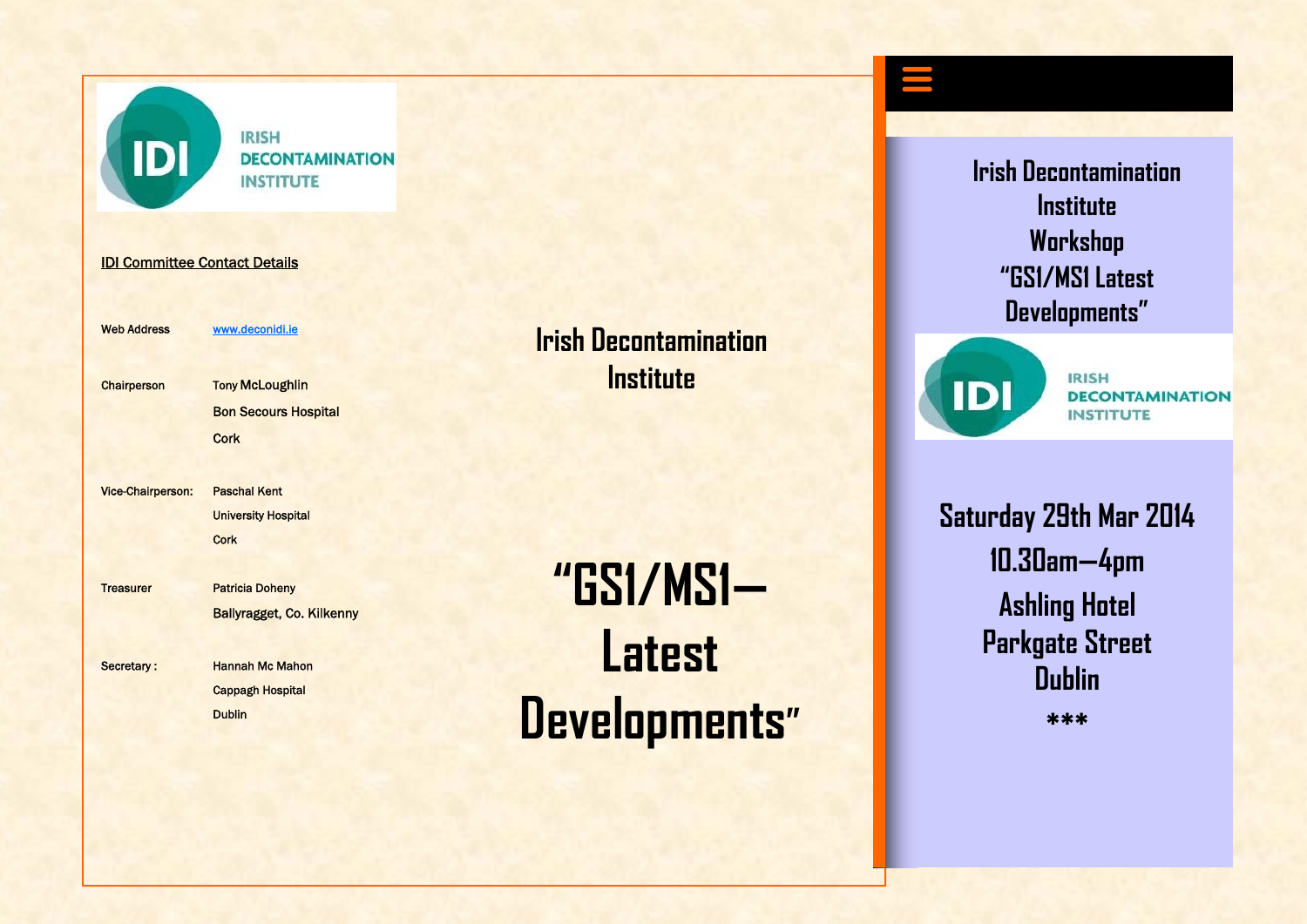IRISH DECONTAMINATION INSTITUTE

**IDI Committee Contact Details**

| | |
|---|---|
| Web Address | www.deconidi.ie |
| Chairperson | Tony McLoughlin<br>Bon Secours Hospital<br>Cork |
| Vice-Chairperson: | Paschal Kent<br>University Hospital<br>Cork |
| Treasurer | Patricia Doheny<br>Ballyragget, Co. Kilkenny |
| Secretary : | Hannah Mc Mahon<br>Cappagh Hospital<br>Dublin |

## Irish Decontamination Institute

# "GS1/MS1— Latest Developments"

## Irish Decontamination Institute Workshop "GS1/MS1 Latest Developments"

IRISH DECONTAMINATION INSTITUTE

**Saturday 29th Mar 2014**

**10.30am—4pm**

**Ashling Hotel**
**Parkgate Street**
**Dublin**

***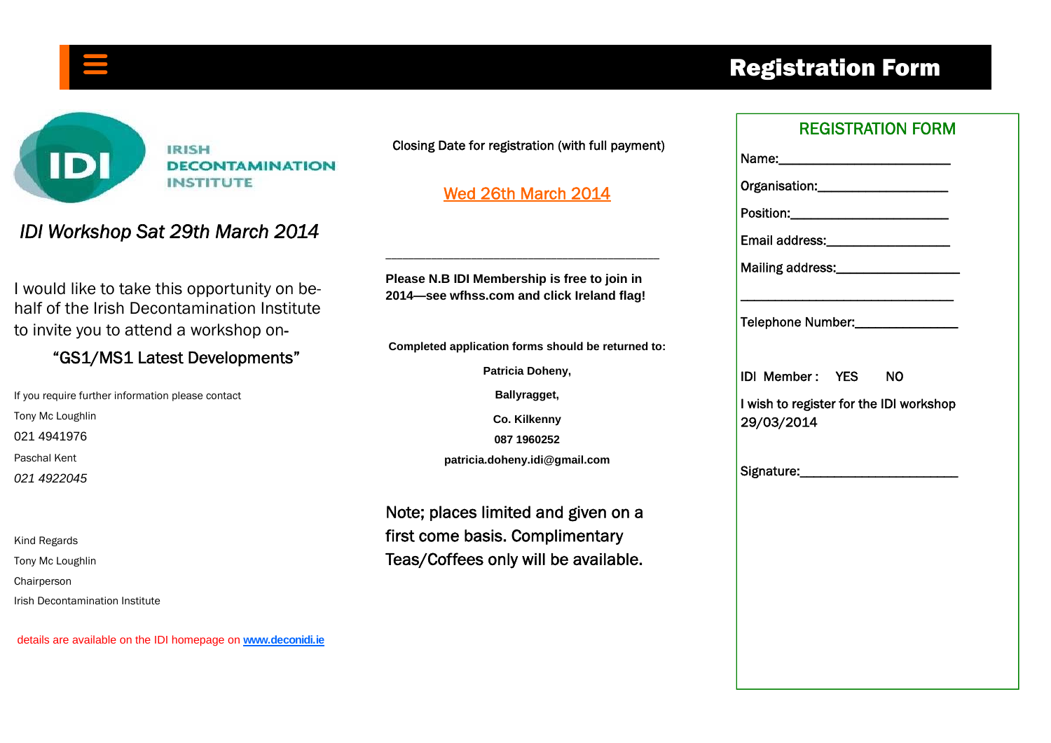# Registration Form

IRISH DECONTAMINATION INSTITUTE

*IDI Workshop Sat 29th March 2014*

I would like to take this opportunity on behalf of the Irish Decontamination Institute to invite you to attend a workshop on-

“GS1/MS1 Latest Developments”

If you require further information please contact

Tony Mc Loughlin

021 4941976

Paschal Kent

*021 4922045*

Kind Regards

Tony Mc Loughlin

Chairperson

Irish Decontamination Institute

details are available on the IDI homepage on www.deconidi.ie

Closing Date for registration (with full payment)

Wed 26th March 2014

---

**Please N.B IDI Membership is free to join in 2014—see wfhss.com and click Ireland flag!**

**Completed application forms should be returned to:**

**Patricia Doheny,**

**Ballyragget,**

**Co. Kilkenny**

**087 1960252**

**patricia.doheny.idi@gmail.com**

Note; places limited and given on a first come basis. Complimentary Teas/Coffees only will be available.

## REGISTRATION FORM

Name:______________________

Organisation:_________________

Position:_____________________

Email address:_________________

Mailing address:_________________

_____________________________

Telephone Number:_____________

IDI Member : YES NO

I wish to register for the IDI workshop 29/03/2014

Signature:______________________